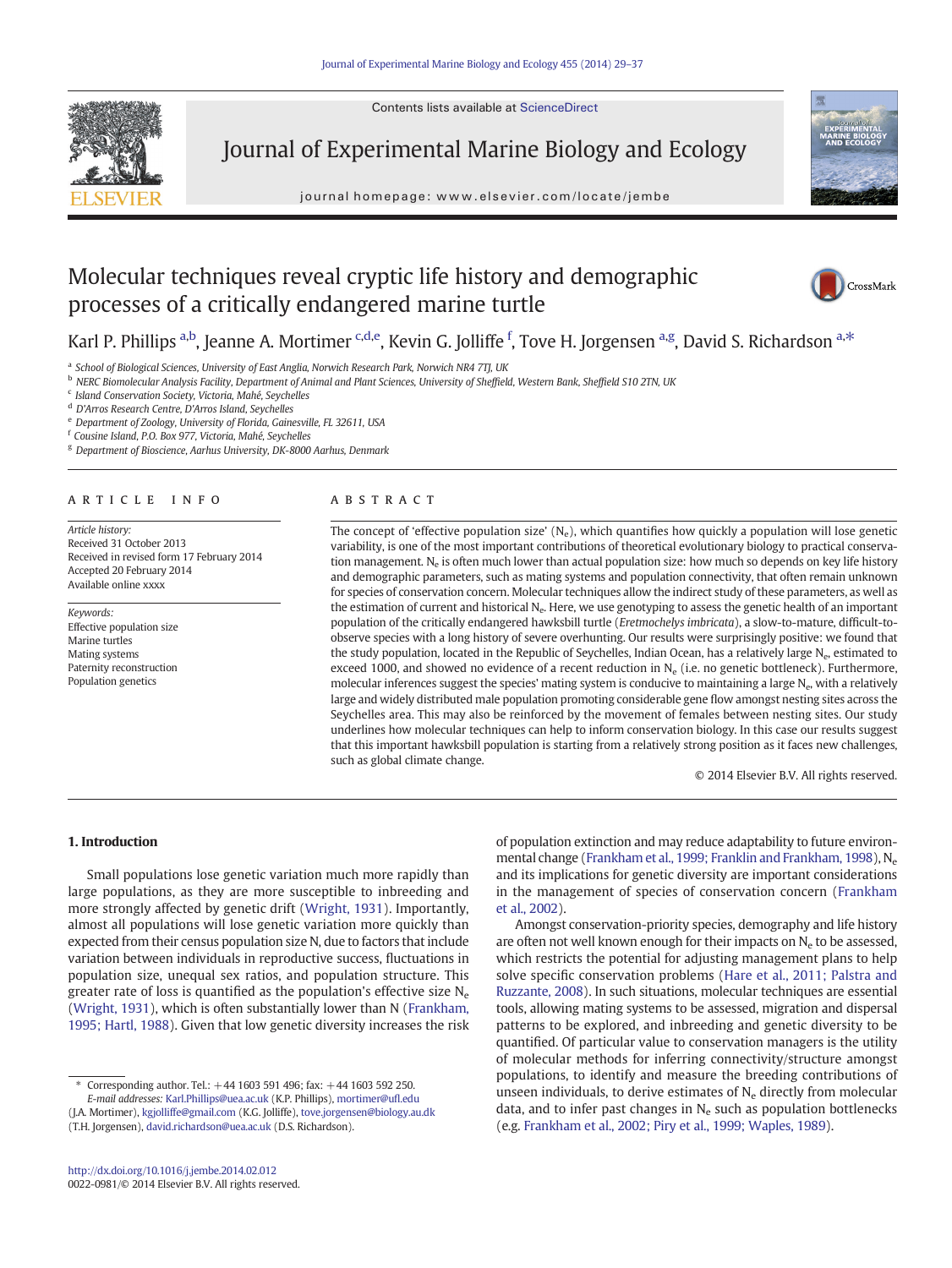Contents lists available at ScienceDirect

# Journal of Experimental Marine Biology and Ecology

journal homepage: www.elsevier.com/locate/jembe

# Molecular techniques reveal cryptic life history and demographic processes of a critically endangered marine turtle

Karl P. Phillips [a,b], Jeanne A. Mortimer [c,d,e], Kevin G. Jolliffe [f], Tove H. Jorgensen [a,g], David S. Richardson [a,*]

[a] School of Biological Sciences, University of East Anglia, Norwich Research Park, Norwich NR4 7TJ, UK
[b] NERC Biomolecular Analysis Facility, Department of Animal and Plant Sciences, University of Sheffield, Western Bank, Sheffield S10 2TN, UK
[c] Island Conservation Society, Victoria, Mahé, Seychelles
[d] D'Arros Research Centre, D'Arros Island, Seychelles
[e] Department of Zoology, University of Florida, Gainesville, FL 32611, USA
[f] Cousine Island, P.O. Box 977, Victoria, Mahé, Seychelles
[g] Department of Bioscience, Aarhus University, DK-8000 Aarhus, Denmark

## ARTICLE INFO

*Article history:*
Received 31 October 2013
Received in revised form 17 February 2014
Accepted 20 February 2014
Available online xxxx

*Keywords:*
Effective population size
Marine turtles
Mating systems
Paternity reconstruction
Population genetics

## ABSTRACT

The concept of 'effective population size' ($N_e$), which quantifies how quickly a population will lose genetic variability, is one of the most important contributions of theoretical evolutionary biology to practical conservation management. $N_e$ is often much lower than actual population size: how much so depends on key life history and demographic parameters, such as mating systems and population connectivity, that often remain unknown for species of conservation concern. Molecular techniques allow the indirect study of these parameters, as well as the estimation of current and historical $N_e$. Here, we use genotyping to assess the genetic health of an important population of the critically endangered hawksbill turtle (*Eretmochelys imbricata*), a slow-to-mature, difficult-to-observe species with a long history of severe overhunting. Our results were surprisingly positive: we found that the study population, located in the Republic of Seychelles, Indian Ocean, has a relatively large $N_e$, estimated to exceed 1000, and showed no evidence of a recent reduction in $N_e$ (i.e. no genetic bottleneck). Furthermore, molecular inferences suggest the species' mating system is conducive to maintaining a large $N_e$, with a relatively large and widely distributed male population promoting considerable gene flow amongst nesting sites across the Seychelles area. This may also be reinforced by the movement of females between nesting sites. Our study underlines how molecular techniques can help to inform conservation biology. In this case our results suggest that this important hawksbill population is starting from a relatively strong position as it faces new challenges, such as global climate change.

© 2014 Elsevier B.V. All rights reserved.

## 1. Introduction

Small populations lose genetic variation much more rapidly than large populations, as they are more susceptible to inbreeding and more strongly affected by genetic drift (Wright, 1931). Importantly, almost all populations will lose genetic variation more quickly than expected from their census population size N, due to factors that include variation between individuals in reproductive success, fluctuations in population size, unequal sex ratios, and population structure. This greater rate of loss is quantified as the population's effective size $N_e$ (Wright, 1931), which is often substantially lower than N (Frankham, 1995; Hartl, 1988). Given that low genetic diversity increases the risk of population extinction and may reduce adaptability to future environmental change (Frankham et al., 1999; Franklin and Frankham, 1998), $N_e$ and its implications for genetic diversity are important considerations in the management of species of conservation concern (Frankham et al., 2002).

Amongst conservation-priority species, demography and life history are often not well known enough for their impacts on $N_e$ to be assessed, which restricts the potential for adjusting management plans to help solve specific conservation problems (Hare et al., 2011; Palstra and Ruzzante, 2008). In such situations, molecular techniques are essential tools, allowing mating systems to be assessed, migration and dispersal patterns to be explored, and inbreeding and genetic diversity to be quantified. Of particular value to conservation managers is the utility of molecular methods for inferring connectivity/structure amongst populations, to identify and measure the breeding contributions of unseen individuals, to derive estimates of $N_e$ directly from molecular data, and to infer past changes in $N_e$ such as population bottlenecks (e.g. Frankham et al., 2002; Piry et al., 1999; Waples, 1989).

\* Corresponding author. Tel.: +44 1603 591 496; fax: +44 1603 592 250.
*E-mail addresses:* Karl.Phillips@uea.ac.uk (K.P. Phillips), mortimer@ufl.edu (J.A. Mortimer), kgjolliffe@gmail.com (K.G. Jolliffe), tove.jorgensen@biology.au.dk (T.H. Jorgensen), david.richardson@uea.ac.uk (D.S. Richardson).

http://dx.doi.org/10.1016/j.jembe.2014.02.012
0022-0981/© 2014 Elsevier B.V. All rights reserved.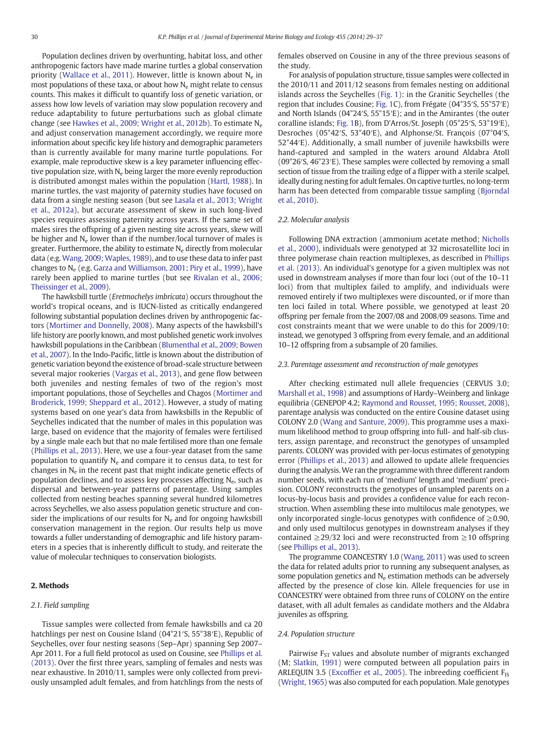Population declines driven by overhunting, habitat loss, and other anthropogenic factors have made marine turtles a global conservation priority (Wallace et al., 2011). However, little is known about $N_e$ in most populations of these taxa, or about how $N_e$ might relate to census counts. This makes it difficult to quantify loss of genetic variation, or assess how low levels of variation may slow population recovery and reduce adaptability to future perturbations such as global climate change (see Hawkes et al., 2009; Wright et al., 2012b). To estimate $N_e$ and adjust conservation management accordingly, we require more information about specific key life history and demographic parameters than is currently available for many marine turtle populations. For example, male reproductive skew is a key parameter influencing effective population size, with $N_e$ being larger the more evenly reproduction is distributed amongst males within the population (Hartl, 1988). In marine turtles, the vast majority of paternity studies have focused on data from a single nesting season (but see Lasala et al., 2013; Wright et al., 2012a), but accurate assessment of skew in such long-lived species requires assessing paternity across years. If the same set of males sires the offspring of a given nesting site across years, skew will be higher and $N_e$ lower than if the number/local turnover of males is greater. Furthermore, the ability to estimate $N_e$ directly from molecular data (e.g. Wang, 2009; Waples, 1989), and to use these data to infer past changes to $N_e$ (e.g. Garza and Williamson, 2001; Piry et al., 1999), have rarely been applied to marine turtles (but see Rivalan et al., 2006; Theissinger et al., 2009).

The hawksbill turtle (*Eretmochelys imbricata*) occurs throughout the world's tropical oceans, and is IUCN-listed as critically endangered following substantial population declines driven by anthropogenic factors (Mortimer and Donnelly, 2008). Many aspects of the hawksbill's life history are poorly known, and most published genetic work involves hawksbill populations in the Caribbean (Blumenthal et al., 2009; Bowen et al., 2007). In the Indo-Pacific, little is known about the distribution of genetic variation beyond the existence of broad-scale structure between several major rookeries (Vargas et al., 2013), and gene flow between both juveniles and nesting females of two of the region's most important populations, those of Seychelles and Chagos (Mortimer and Broderick, 1999; Sheppard et al., 2012). However, a study of mating systems based on one year's data from hawksbills in the Republic of Seychelles indicated that the number of males in this population was large, based on evidence that the majority of females were fertilised by a single male each but that no male fertilised more than one female (Phillips et al., 2013). Here, we use a four-year dataset from the same population to quantify $N_e$ and compare it to census data, to test for changes in $N_e$ in the recent past that might indicate genetic effects of population declines, and to assess key processes affecting $N_e$, such as dispersal and between-year patterns of parentage. Using samples collected from nesting beaches spanning several hundred kilometres across Seychelles, we also assess population genetic structure and consider the implications of our results for $N_e$ and for ongoing hawksbill conservation management in the region. Our results help us move towards a fuller understanding of demographic and life history parameters in a species that is inherently difficult to study, and reiterate the value of molecular techniques to conservation biologists.

## 2. Methods

### 2.1. Field sampling

Tissue samples were collected from female hawksbills and ca 20 hatchlings per nest on Cousine Island (04°21′S, 55°38′E), Republic of Seychelles, over four nesting seasons (Sep–Apr) spanning Sep 2007–Apr 2011. For a full field protocol as used on Cousine, see Phillips et al. (2013). Over the first three years, sampling of females and nests was near exhaustive. In 2010/11, samples were only collected from previously unsampled adult females, and from hatchlings from the nests of females observed on Cousine in any of the three previous seasons of the study.

For analysis of population structure, tissue samples were collected in the 2010/11 and 2011/12 seasons from females nesting on additional islands across the Seychelles (Fig. 1): in the Granitic Seychelles (the region that includes Cousine; Fig. 1C), from Frégate (04°35′S, 55°57′E) and North Islands (04°24′S, 55°15′E); and in the Amirantes (the outer coralline islands; Fig. 1B), from D'Arros/St. Joseph (05°25′S, 53°19′E), Desroches (05°42′S, 53°40′E), and Alphonse/St. François (07°04′S, 52°44′E). Additionally, a small number of juvenile hawksbills were hand-captured and sampled in the waters around Aldabra Atoll (09°26′S, 46°23′E). These samples were collected by removing a small section of tissue from the trailing edge of a flipper with a sterile scalpel, ideally during nesting for adult females. On captive turtles, no long-term harm has been detected from comparable tissue sampling (Bjorndal et al., 2010).

### 2.2. Molecular analysis

Following DNA extraction (ammonium acetate method; Nicholls et al., 2000), individuals were genotyped at 32 microsatellite loci in three polymerase chain reaction multiplexes, as described in Phillips et al. (2013). An individual's genotype for a given multiplex was not used in downstream analyses if more than four loci (out of the 10–11 loci) from that multiplex failed to amplify, and individuals were removed entirely if two multiplexes were discounted, or if more than ten loci failed in total. Where possible, we genotyped at least 20 offspring per female from the 2007/08 and 2008/09 seasons. Time and cost constraints meant that we were unable to do this for 2009/10: instead, we genotyped 3 offspring from every female, and an additional 10–12 offspring from a subsample of 20 families.

### 2.3. Parentage assessment and reconstruction of male genotypes

After checking estimated null allele frequencies (CERVUS 3.0; Marshall et al., 1998) and assumptions of Hardy–Weinberg and linkage equilibria (GENEPOP 4.2; Raymond and Rousset, 1995; Rousset, 2008), parentage analysis was conducted on the entire Cousine dataset using COLONY 2.0 (Wang and Santure, 2009). This programme uses a maximum likelihood method to group offspring into full- and half-sib clusters, assign parentage, and reconstruct the genotypes of unsampled parents. COLONY was provided with per-locus estimates of genotyping error (Phillips et al., 2013) and allowed to update allele frequencies during the analysis. We ran the programme with three different random number seeds, with each run of 'medium' length and 'medium' precision. COLONY reconstructs the genotypes of unsampled parents on a locus-by-locus basis and provides a confidence value for each reconstruction. When assembling these into multilocus male genotypes, we only incorporated single-locus genotypes with confidence of $\geq 0.90$, and only used multilocus genotypes in downstream analyses if they contained $\geq 29/32$ loci and were reconstructed from $\geq 10$ offspring (see Phillips et al., 2013).

The programme COANCESTRY 1.0 (Wang, 2011) was used to screen the data for related adults prior to running any subsequent analyses, as some population genetics and $N_e$ estimation methods can be adversely affected by the presence of close kin. Allele frequencies for use in COANCESTRY were obtained from three runs of COLONY on the entire dataset, with all adult females as candidate mothers and the Aldabra juveniles as offspring.

### 2.4. Population structure

Pairwise $F_{ST}$ values and absolute number of migrants exchanged (M; Slatkin, 1991) were computed between all population pairs in ARLEQUIN 3.5 (Excoffier et al., 2005). The inbreeding coefficient $F_{IS}$ (Wright, 1965) was also computed for each population. Male genotypes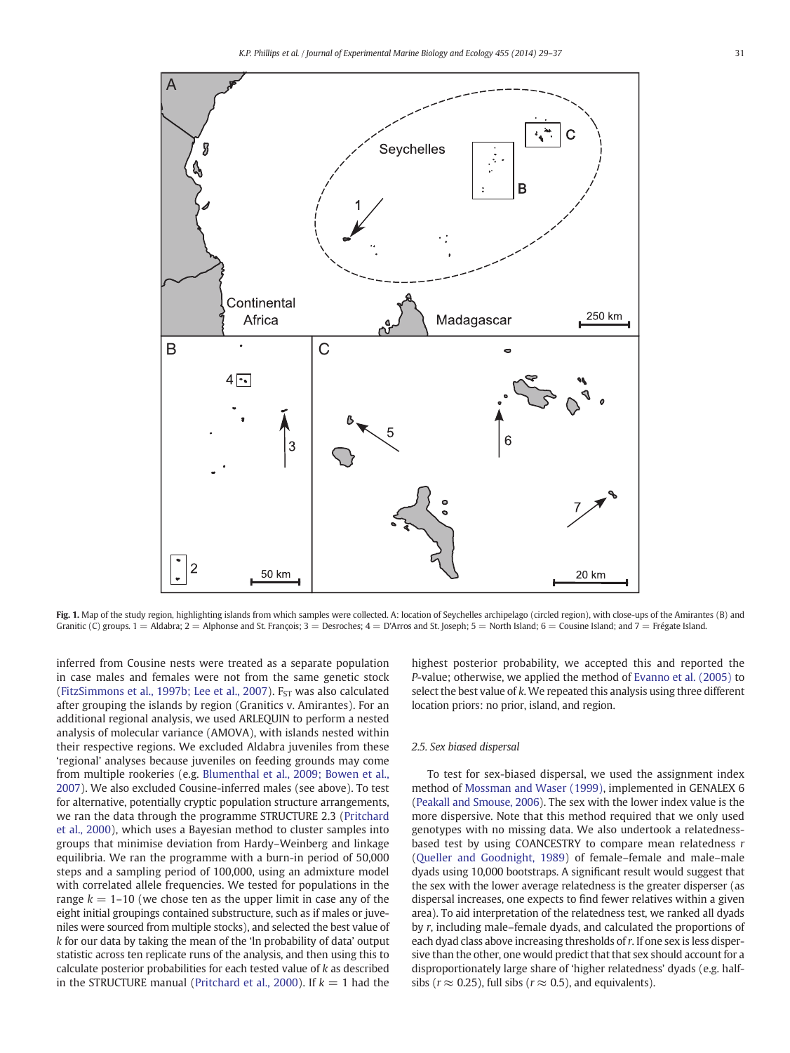Fig. 1. Map of the study region, highlighting islands from which samples were collected. A: location of Seychelles archipelago (circled region), with close-ups of the Amirantes (B) and Granitic (C) groups. 1 = Aldabra; 2 = Alphonse and St. François; 3 = Desroches; 4 = D'Arros and St. Joseph; 5 = North Island; 6 = Cousine Island; and 7 = Frégate Island.

inferred from Cousine nests were treated as a separate population in case males and females were not from the same genetic stock (FitzSimmons et al., 1997b; Lee et al., 2007). $F_{ST}$ was also calculated after grouping the islands by region (Granitics v. Amirantes). For an additional regional analysis, we used ARLEQUIN to perform a nested analysis of molecular variance (AMOVA), with islands nested within their respective regions. We excluded Aldabra juveniles from these 'regional' analyses because juveniles on feeding grounds may come from multiple rookeries (e.g. Blumenthal et al., 2009; Bowen et al., 2007). We also excluded Cousine-inferred males (see above). To test for alternative, potentially cryptic population structure arrangements, we ran the data through the programme STRUCTURE 2.3 (Pritchard et al., 2000), which uses a Bayesian method to cluster samples into groups that minimise deviation from Hardy–Weinberg and linkage equilibria. We ran the programme with a burn-in period of 50,000 steps and a sampling period of 100,000, using an admixture model with correlated allele frequencies. We tested for populations in the range $k = 1$–10 (we chose ten as the upper limit in case any of the eight initial groupings contained substructure, such as if males or juveniles were sourced from multiple stocks), and selected the best value of $k$ for our data by taking the mean of the 'ln probability of data' output statistic across ten replicate runs of the analysis, and then using this to calculate posterior probabilities for each tested value of $k$ as described in the STRUCTURE manual (Pritchard et al., 2000). If $k = 1$ had the highest posterior probability, we accepted this and reported the $P$-value; otherwise, we applied the method of Evanno et al. (2005) to select the best value of $k$. We repeated this analysis using three different location priors: no prior, island, and region.

### 2.5. Sex biased dispersal

To test for sex-biased dispersal, we used the assignment index method of Mossman and Waser (1999), implemented in GENALEX 6 (Peakall and Smouse, 2006). The sex with the lower index value is the more dispersive. Note that this method required that we only used genotypes with no missing data. We also undertook a relatedness-based test by using COANCESTRY to compare mean relatedness $r$ (Queller and Goodnight, 1989) of female–female and male–male dyads using 10,000 bootstraps. A significant result would suggest that the sex with the lower average relatedness is the greater disperser (as dispersal increases, one expects to find fewer relatives within a given area). To aid interpretation of the relatedness test, we ranked all dyads by $r$, including male–female dyads, and calculated the proportions of each dyad class above increasing thresholds of $r$. If one sex is less dispersive than the other, one would predict that that sex should account for a disproportionately large share of 'higher relatedness' dyads (e.g. half-sibs ($r \approx 0.25$), full sibs ($r \approx 0.5$), and equivalents).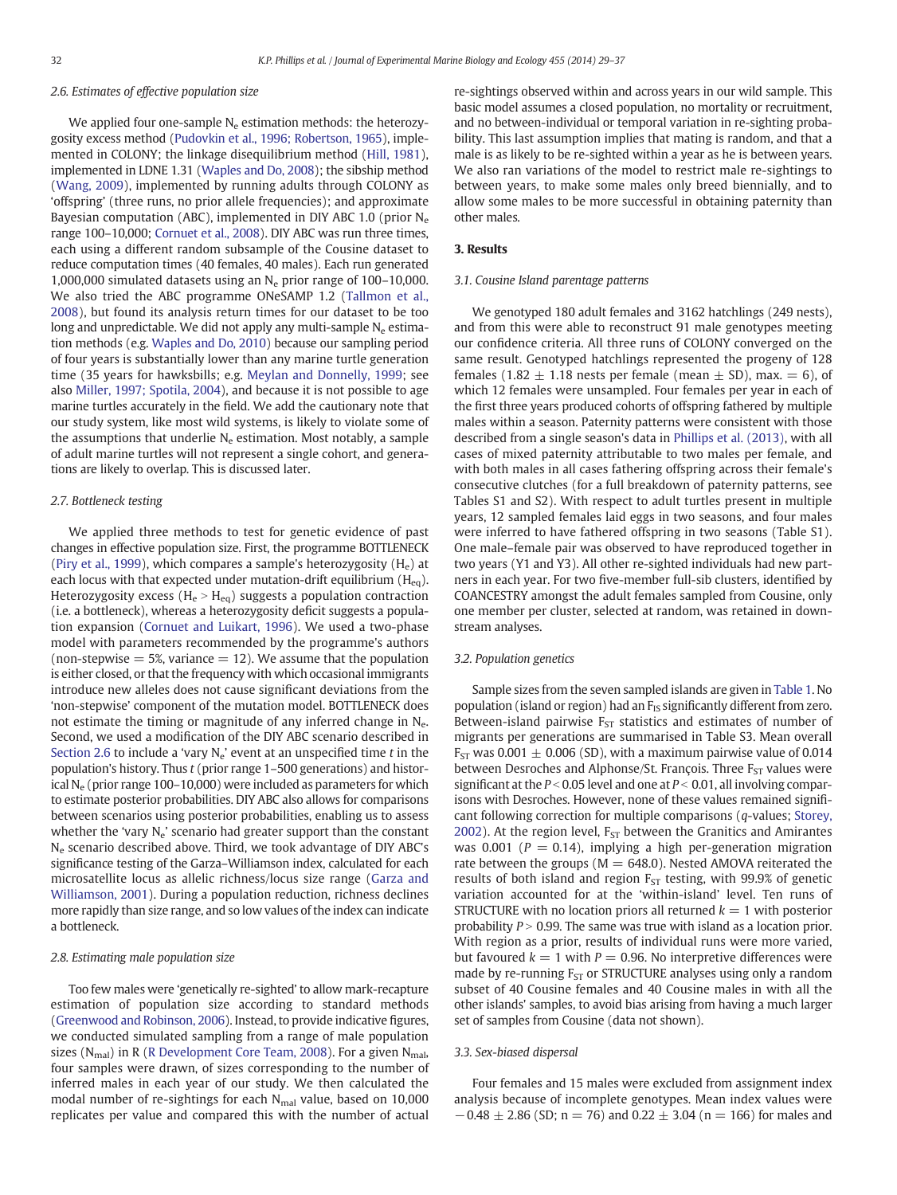### 2.6. Estimates of effective population size

We applied four one-sample $N_e$ estimation methods: the heterozygosity excess method (Pudovkin et al., 1996; Robertson, 1965), implemented in COLONY; the linkage disequilibrium method (Hill, 1981), implemented in LDNE 1.31 (Waples and Do, 2008); the sibship method (Wang, 2009), implemented by running adults through COLONY as 'offspring' (three runs, no prior allele frequencies); and approximate Bayesian computation (ABC), implemented in DIY ABC 1.0 (prior $N_e$ range 100–10,000; Cornuet et al., 2008). DIY ABC was run three times, each using a different random subsample of the Cousine dataset to reduce computation times (40 females, 40 males). Each run generated 1,000,000 simulated datasets using an $N_e$ prior range of 100–10,000. We also tried the ABC programme ONeSAMP 1.2 (Tallmon et al., 2008), but found its analysis return times for our dataset to be too long and unpredictable. We did not apply any multi-sample $N_e$ estimation methods (e.g. Waples and Do, 2010) because our sampling period of four years is substantially lower than any marine turtle generation time (35 years for hawksbills; e.g. Meylan and Donnelly, 1999; see also Miller, 1997; Spotila, 2004), and because it is not possible to age marine turtles accurately in the field. We add the cautionary note that our study system, like most wild systems, is likely to violate some of the assumptions that underlie $N_e$ estimation. Most notably, a sample of adult marine turtles will not represent a single cohort, and generations are likely to overlap. This is discussed later.

### 2.7. Bottleneck testing

We applied three methods to test for genetic evidence of past changes in effective population size. First, the programme BOTTLENECK (Piry et al., 1999), which compares a sample's heterozygosity ($H_e$) at each locus with that expected under mutation-drift equilibrium ($H_{eq}$). Heterozygosity excess ($H_e > H_{eq}$) suggests a population contraction (i.e. a bottleneck), whereas a heterozygosity deficit suggests a population expansion (Cornuet and Luikart, 1996). We used a two-phase model with parameters recommended by the programme's authors (non-stepwise = 5%, variance = 12). We assume that the population is either closed, or that the frequency with which occasional immigrants introduce new alleles does not cause significant deviations from the 'non-stepwise' component of the mutation model. BOTTLENECK does not estimate the timing or magnitude of any inferred change in $N_e$. Second, we used a modification of the DIY ABC scenario described in Section 2.6 to include a 'vary $N_e$' event at an unspecified time $t$ in the population's history. Thus $t$ (prior range 1–500 generations) and historical $N_e$ (prior range 100–10,000) were included as parameters for which to estimate posterior probabilities. DIY ABC also allows for comparisons between scenarios using posterior probabilities, enabling us to assess whether the 'vary $N_e$' scenario had greater support than the constant $N_e$ scenario described above. Third, we took advantage of DIY ABC's significance testing of the Garza–Williamson index, calculated for each microsatellite locus as allelic richness/locus size range (Garza and Williamson, 2001). During a population reduction, richness declines more rapidly than size range, and so low values of the index can indicate a bottleneck.

### 2.8. Estimating male population size

Too few males were 'genetically re-sighted' to allow mark-recapture estimation of population size according to standard methods (Greenwood and Robinson, 2006). Instead, to provide indicative figures, we conducted simulated sampling from a range of male population sizes ($N_{mal}$) in R (R Development Core Team, 2008). For a given $N_{mal}$, four samples were drawn, of sizes corresponding to the number of inferred males in each year of our study. We then calculated the modal number of re-sightings for each $N_{mal}$ value, based on 10,000 replicates per value and compared this with the number of actual re-sightings observed within and across years in our wild sample. This basic model assumes a closed population, no mortality or recruitment, and no between-individual or temporal variation in re-sighting probability. This last assumption implies that mating is random, and that a male is as likely to be re-sighted within a year as he is between years. We also ran variations of the model to restrict male re-sightings to between years, to make some males only breed biennially, and to allow some males to be more successful in obtaining paternity than other males.

## 3. Results

### 3.1. Cousine Island parentage patterns

We genotyped 180 adult females and 3162 hatchlings (249 nests), and from this were able to reconstruct 91 male genotypes meeting our confidence criteria. All three runs of COLONY converged on the same result. Genotyped hatchlings represented the progeny of 128 females (1.82 ± 1.18 nests per female (mean ± SD), max. = 6), of which 12 females were unsampled. Four females per year in each of the first three years produced cohorts of offspring fathered by multiple males within a season. Paternity patterns were consistent with those described from a single season's data in Phillips et al. (2013), with all cases of mixed paternity attributable to two males per female, and with both males in all cases fathering offspring across their female's consecutive clutches (for a full breakdown of paternity patterns, see Tables S1 and S2). With respect to adult turtles present in multiple years, 12 sampled females laid eggs in two seasons, and four males were inferred to have fathered offspring in two seasons (Table S1). One male–female pair was observed to have reproduced together in two years (Y1 and Y3). All other re-sighted individuals had new partners in each year. For two five-member full-sib clusters, identified by COANCESTRY amongst the adult females sampled from Cousine, only one member per cluster, selected at random, was retained in downstream analyses.

### 3.2. Population genetics

Sample sizes from the seven sampled islands are given in Table 1. No population (island or region) had an $F_{IS}$ significantly different from zero. Between-island pairwise $F_{ST}$ statistics and estimates of number of migrants per generations are summarised in Table S3. Mean overall $F_{ST}$ was 0.001 ± 0.006 (SD), with a maximum pairwise value of 0.014 between Desroches and Alphonse/St. François. Three $F_{ST}$ values were significant at the $P < 0.05$ level and one at $P < 0.01$, all involving comparisons with Desroches. However, none of these values remained significant following correction for multiple comparisons ($q$-values; Storey, 2002). At the region level, $F_{ST}$ between the Granitics and Amirantes was 0.001 ($P = 0.14$), implying a high per-generation migration rate between the groups (M = 648.0). Nested AMOVA reiterated the results of both island and region $F_{ST}$ testing, with 99.9% of genetic variation accounted for at the 'within-island' level. Ten runs of STRUCTURE with no location priors all returned $k = 1$ with posterior probability $P > 0.99$. The same was true with island as a location prior. With region as a prior, results of individual runs were more varied, but favoured $k = 1$ with $P = 0.96$. No interpretive differences were made by re-running $F_{ST}$ or STRUCTURE analyses using only a random subset of 40 Cousine females and 40 Cousine males in with all the other islands' samples, to avoid bias arising from having a much larger set of samples from Cousine (data not shown).

### 3.3. Sex-biased dispersal

Four females and 15 males were excluded from assignment index analysis because of incomplete genotypes. Mean index values were −0.48 ± 2.86 (SD; n = 76) and 0.22 ± 3.04 (n = 166) for males and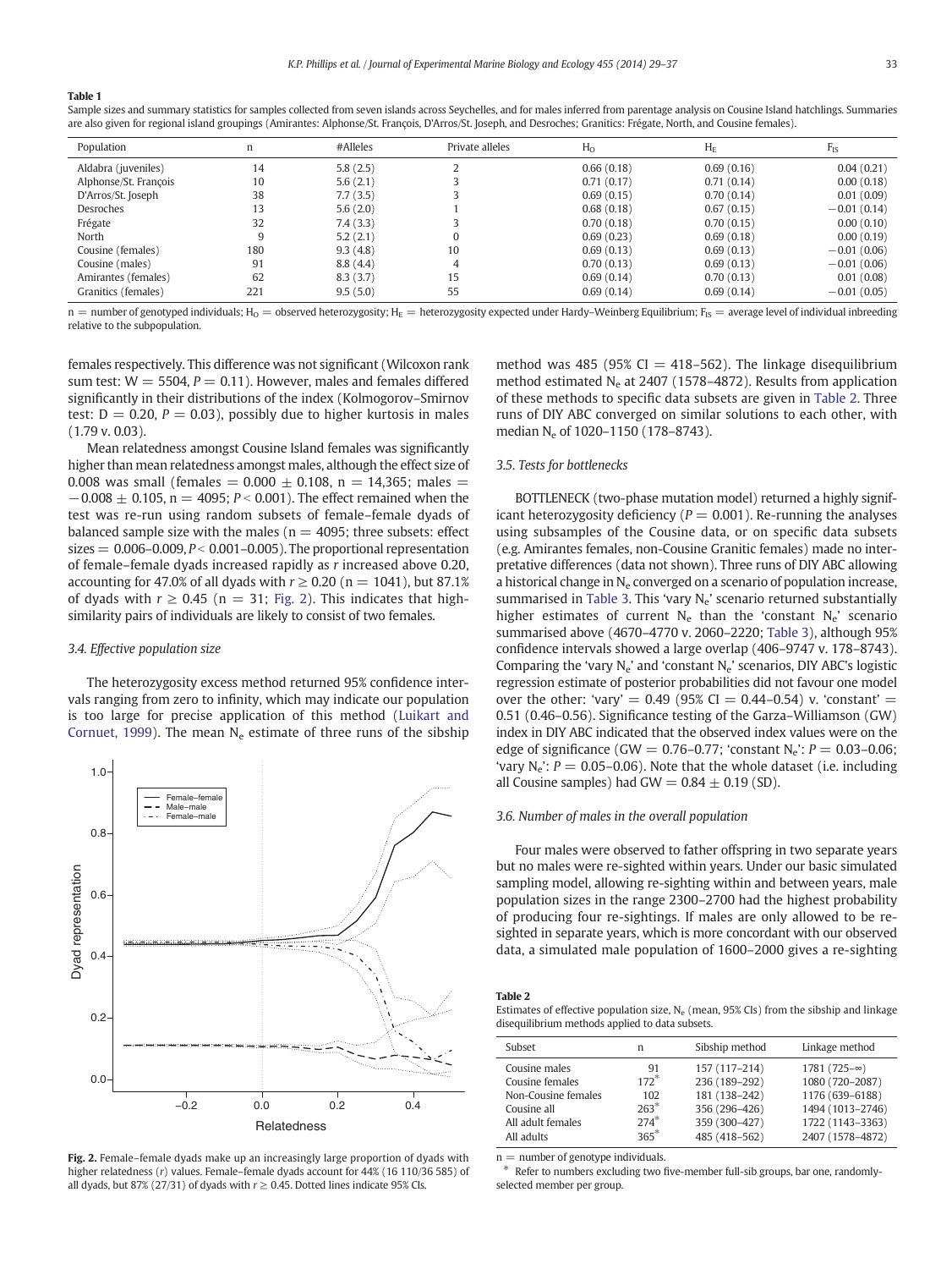**Table 1**
Sample sizes and summary statistics for samples collected from seven islands across Seychelles, and for males inferred from parentage analysis on Cousine Island hatchlings. Summaries are also given for regional island groupings (Amirantes: Alphonse/St. François, D'Arros/St. Joseph, and Desroches; Granitics: Frégate, North, and Cousine females).

| Population | n | #Alleles | Private alleles | $H_O$ | $H_E$ | $F_{IS}$ |
|---|---|---|---|---|---|---|
| Aldabra (juveniles) | 14 | 5.8 (2.5) | 2 | 0.66 (0.18) | 0.69 (0.16) | 0.04 (0.21) |
| Alphonse/St. François | 10 | 5.6 (2.1) | 3 | 0.71 (0.17) | 0.71 (0.14) | 0.00 (0.18) |
| D'Arros/St. Joseph | 38 | 7.7 (3.5) | 3 | 0.69 (0.15) | 0.70 (0.14) | 0.01 (0.09) |
| Desroches | 13 | 5.6 (2.0) | 1 | 0.68 (0.18) | 0.67 (0.15) | −0.01 (0.14) |
| Frégate | 32 | 7.4 (3.3) | 3 | 0.70 (0.18) | 0.70 (0.15) | 0.00 (0.10) |
| North | 9 | 5.2 (2.1) | 0 | 0.69 (0.23) | 0.69 (0.18) | 0.00 (0.19) |
| Cousine (females) | 180 | 9.3 (4.8) | 10 | 0.69 (0.13) | 0.69 (0.13) | −0.01 (0.06) |
| Cousine (males) | 91 | 8.8 (4.4) | 4 | 0.70 (0.13) | 0.70 (0.13) | −0.01 (0.06) |
| Amirantes (females) | 62 | 8.3 (3.7) | 15 | 0.69 (0.14) | 0.70 (0.13) | 0.01 (0.08) |
| Granitics (females) | 221 | 9.5 (5.0) | 55 | 0.69 (0.14) | 0.69 (0.14) | −0.01 (0.05) |

n = number of genotyped individuals; $H_O$ = observed heterozygosity; $H_E$ = heterozygosity expected under Hardy–Weinberg Equilibrium; $F_{IS}$ = average level of individual inbreeding relative to the subpopulation.

females respectively. This difference was not significant (Wilcoxon rank sum test: W = 5504, $P = 0.11$). However, males and females differed significantly in their distributions of the index (Kolmogorov–Smirnov test: D = 0.20, $P = 0.03$), possibly due to higher kurtosis in males (1.79 v. 0.03).

Mean relatedness amongst Cousine Island females was significantly higher than mean relatedness amongst males, although the effect size of 0.008 was small (females = 0.000 ± 0.108, n = 14,365; males = −0.008 ± 0.105, n = 4095; $P < 0.001$). The effect remained when the test was re-run using random subsets of female–female dyads of balanced sample size with the males (n = 4095; three subsets: effect sizes = 0.006–0.009, $P < 0.001$–0.005). The proportional representation of female–female dyads increased rapidly as $r$ increased above 0.20, accounting for 47.0% of all dyads with $r \geq 0.20$ (n = 1041), but 87.1% of dyads with $r \geq 0.45$ (n = 31; Fig. 2). This indicates that high-similarity pairs of individuals are likely to consist of two females.

### 3.4. Effective population size

The heterozygosity excess method returned 95% confidence intervals ranging from zero to infinity, which may indicate our population is too large for precise application of this method (Luikart and Cornuet, 1999). The mean $N_e$ estimate of three runs of the sibship method was 485 (95% CI = 418–562). The linkage disequilibrium method estimated $N_e$ at 2407 (1578–4872). Results from application of these methods to specific data subsets are given in Table 2. Three runs of DIY ABC converged on similar solutions to each other, with median $N_e$ of 1020–1150 (178–8743).

Fig. 2. Female–female dyads make up an increasingly large proportion of dyads with higher relatedness ($r$) values. Female–female dyads account for 44% (16 110/36 585) of all dyads, but 87% (27/31) of dyads with $r \geq 0.45$. Dotted lines indicate 95% CIs.

### 3.5. Tests for bottlenecks

BOTTLENECK (two-phase mutation model) returned a highly significant heterozygosity deficiency ($P = 0.001$). Re-running the analyses using subsamples of the Cousine data, or on specific data subsets (e.g. Amirantes females, non-Cousine Granitic females) made no interpretative differences (data not shown). Three runs of DIY ABC allowing a historical change in $N_e$ converged on a scenario of population increase, summarised in Table 3. This 'vary $N_e$' scenario returned substantially higher estimates of current $N_e$ than the 'constant $N_e$' scenario summarised above (4670–4770 v. 2060–2220; Table 3), although 95% confidence intervals showed a large overlap (406–9747 v. 178–8743). Comparing the 'vary $N_e$' and 'constant $N_e$' scenarios, DIY ABC's logistic regression estimate of posterior probabilities did not favour one model over the other: 'vary' = 0.49 (95% CI = 0.44–0.54) v. 'constant' = 0.51 (0.46–0.56). Significance testing of the Garza–Williamson (GW) index in DIY ABC indicated that the observed index values were on the edge of significance (GW = 0.76–0.77; 'constant $N_e$': $P = 0.03$–0.06; 'vary $N_e$': $P = 0.05$–0.06). Note that the whole dataset (i.e. including all Cousine samples) had GW = 0.84 ± 0.19 (SD).

### 3.6. Number of males in the overall population

Four males were observed to father offspring in two separate years but no males were re-sighted within years. Under our basic simulated sampling model, allowing re-sighting within and between years, male population sizes in the range 2300–2700 had the highest probability of producing four re-sightings. If males are only allowed to be re-sighted in separate years, which is more concordant with our observed data, a simulated male population of 1600–2000 gives a re-sighting

**Table 2**
Estimates of effective population size, $N_e$ (mean, 95% CIs) from the sibship and linkage disequilibrium methods applied to data subsets.

| Subset | n | Sibship method | Linkage method |
|---|---|---|---|
| Cousine males | 91 | 157 (117–214) | 1781 (725–∞) |
| Cousine females | 172* | 236 (189–292) | 1080 (720–2087) |
| Non-Cousine females | 102 | 181 (138–242) | 1176 (639–6188) |
| Cousine all | 263* | 356 (296–426) | 1494 (1013–2746) |
| All adult females | 274* | 359 (300–427) | 1722 (1143–3363) |
| All adults | 365* | 485 (418–562) | 2407 (1578–4872) |

n = number of genotype individuals.
* Refer to numbers excluding two five-member full-sib groups, bar one, randomly-selected member per group.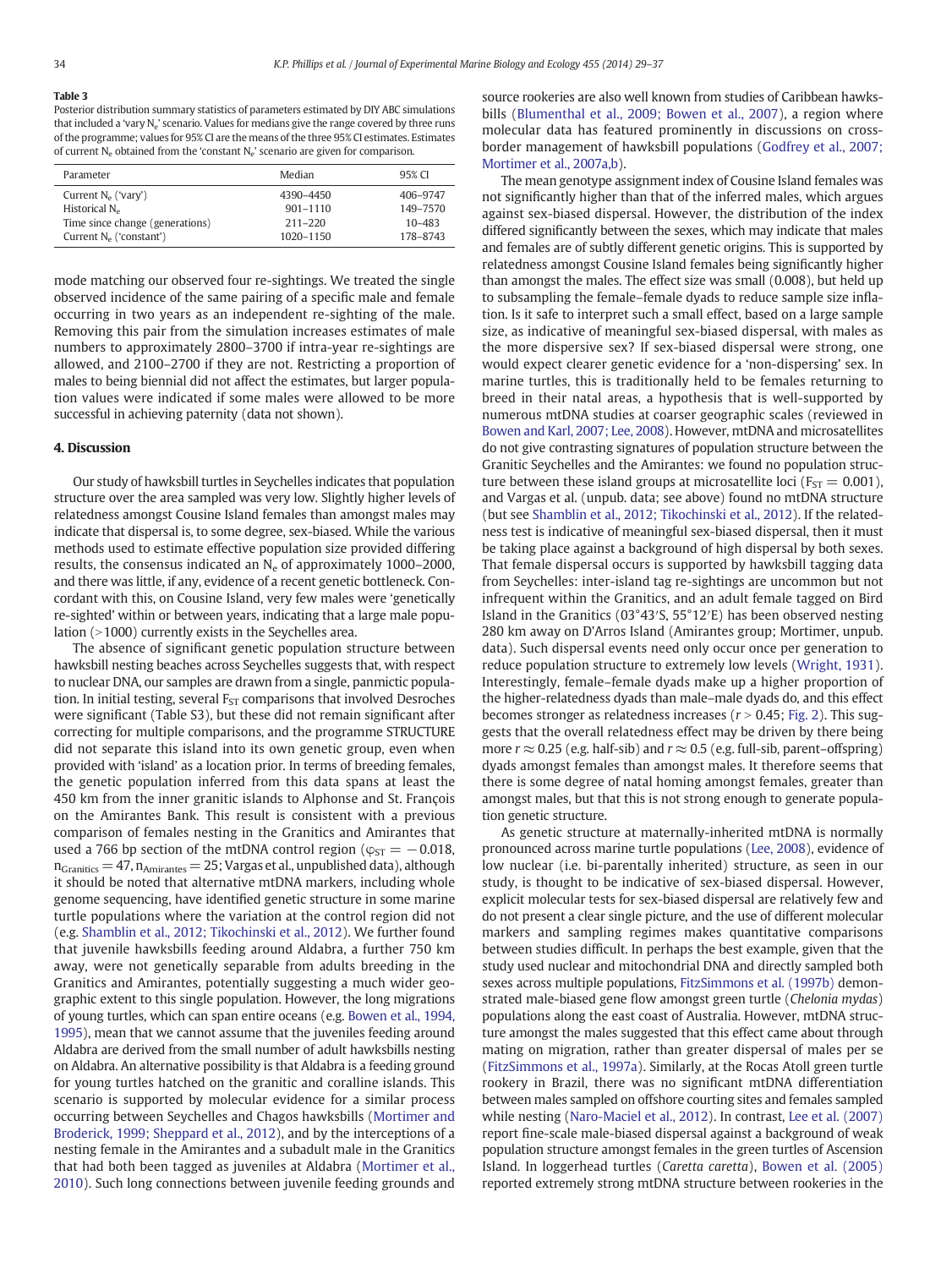**Table 3**
Posterior distribution summary statistics of parameters estimated by DIY ABC simulations that included a 'vary $N_e$' scenario. Values for medians give the range covered by three runs of the programme; values for 95% CI are the means of the three 95% CI estimates. Estimates of current $N_e$ obtained from the 'constant $N_e$' scenario are given for comparison.

| Parameter | Median | 95% CI |
|---|---|---|
| Current $N_e$ ('vary') | 4390–4450 | 406–9747 |
| Historical $N_e$ | 901–1110 | 149–7570 |
| Time since change (generations) | 211–220 | 10–483 |
| Current $N_e$ ('constant') | 1020–1150 | 178–8743 |

mode matching our observed four re-sightings. We treated the single observed incidence of the same pairing of a specific male and female occurring in two years as an independent re-sighting of the male. Removing this pair from the simulation increases estimates of male numbers to approximately 2800–3700 if intra-year re-sightings are allowed, and 2100–2700 if they are not. Restricting a proportion of males to being biennial did not affect the estimates, but larger population values were indicated if some males were allowed to be more successful in achieving paternity (data not shown).

## 4. Discussion

Our study of hawksbill turtles in Seychelles indicates that population structure over the area sampled was very low. Slightly higher levels of relatedness amongst Cousine Island females than amongst males may indicate that dispersal is, to some degree, sex-biased. While the various methods used to estimate effective population size provided differing results, the consensus indicated an $N_e$ of approximately 1000–2000, and there was little, if any, evidence of a recent genetic bottleneck. Concordant with this, on Cousine Island, very few males were 'genetically re-sighted' within or between years, indicating that a large male population (>1000) currently exists in the Seychelles area.

The absence of significant genetic population structure between hawksbill nesting beaches across Seychelles suggests that, with respect to nuclear DNA, our samples are drawn from a single, panmictic population. In initial testing, several $F_{ST}$ comparisons that involved Desroches were significant (Table S3), but these did not remain significant after correcting for multiple comparisons, and the programme STRUCTURE did not separate this island into its own genetic group, even when provided with 'island' as a location prior. In terms of breeding females, the genetic population inferred from this data spans at least the 450 km from the inner granitic islands to Alphonse and St. François on the Amirantes Bank. This result is consistent with a previous comparison of females nesting in the Granitics and Amirantes that used a 766 bp section of the mtDNA control region ($\varphi_{ST} = -0.018$, $n_{Granitics} = 47$, $n_{Amirantes} = 25$; Vargas et al., unpublished data), although it should be noted that alternative mtDNA markers, including whole genome sequencing, have identified genetic structure in some marine turtle populations where the variation at the control region did not (e.g. Shamblin et al., 2012; Tikochinski et al., 2012). We further found that juvenile hawksbills feeding around Aldabra, a further 750 km away, were not genetically separable from adults breeding in the Granitics and Amirantes, potentially suggesting a much wider geographic extent to this single population. However, the long migrations of young turtles, which can span entire oceans (e.g. Bowen et al., 1994, 1995), mean that we cannot assume that the juveniles feeding around Aldabra are derived from the small number of adult hawksbills nesting on Aldabra. An alternative possibility is that Aldabra is a feeding ground for young turtles hatched on the granitic and coralline islands. This scenario is supported by molecular evidence for a similar process occurring between Seychelles and Chagos hawksbills (Mortimer and Broderick, 1999; Sheppard et al., 2012), and by the interceptions of a nesting female in the Amirantes and a subadult male in the Granitics that had both been tagged as juveniles at Aldabra (Mortimer et al., 2010). Such long connections between juvenile feeding grounds and source rookeries are also well known from studies of Caribbean hawksbills (Blumenthal et al., 2009; Bowen et al., 2007), a region where molecular data has featured prominently in discussions on cross-border management of hawksbill populations (Godfrey et al., 2007; Mortimer et al., 2007a,b).

The mean genotype assignment index of Cousine Island females was not significantly higher than that of the inferred males, which argues against sex-biased dispersal. However, the distribution of the index differed significantly between the sexes, which may indicate that males and females are of subtly different genetic origins. This is supported by relatedness amongst Cousine Island females being significantly higher than amongst the males. The effect size was small (0.008), but held up to subsampling the female–female dyads to reduce sample size inflation. Is it safe to interpret such a small effect, based on a large sample size, as indicative of meaningful sex-biased dispersal, with males as the more dispersive sex? If sex-biased dispersal were strong, one would expect clearer genetic evidence for a 'non-dispersing' sex. In marine turtles, this is traditionally held to be females returning to breed in their natal areas, a hypothesis that is well-supported by numerous mtDNA studies at coarser geographic scales (reviewed in Bowen and Karl, 2007; Lee, 2008). However, mtDNA and microsatellites do not give contrasting signatures of population structure between the Granitic Seychelles and the Amirantes: we found no population structure between these island groups at microsatellite loci ($F_{ST} = 0.001$), and Vargas et al. (unpub. data; see above) found no mtDNA structure (but see Shamblin et al., 2012; Tikochinski et al., 2012). If the relatedness test is indicative of meaningful sex-biased dispersal, then it must be taking place against a background of high dispersal by both sexes. That female dispersal occurs is supported by hawksbill tagging data from Seychelles: inter-island tag re-sightings are uncommon but not infrequent within the Granitics, and an adult female tagged on Bird Island in the Granitics (03°43′S, 55°12′E) has been observed nesting 280 km away on D'Arros Island (Amirantes group; Mortimer, unpub. data). Such dispersal events need only occur once per generation to reduce population structure to extremely low levels (Wright, 1931). Interestingly, female–female dyads make up a higher proportion of the higher-relatedness dyads than male–male dyads do, and this effect becomes stronger as relatedness increases ($r > 0.45$; Fig. 2). This suggests that the overall relatedness effect may be driven by there being more $r \approx 0.25$ (e.g. half-sib) and $r \approx 0.5$ (e.g. full-sib, parent–offspring) dyads amongst females than amongst males. It therefore seems that there is some degree of natal homing amongst females, greater than amongst males, but that this is not strong enough to generate population genetic structure.

As genetic structure at maternally-inherited mtDNA is normally pronounced across marine turtle populations (Lee, 2008), evidence of low nuclear (i.e. bi-parentally inherited) structure, as seen in our study, is thought to be indicative of sex-biased dispersal. However, explicit molecular tests for sex-biased dispersal are relatively few and do not present a clear single picture, and the use of different molecular markers and sampling regimes makes quantitative comparisons between studies difficult. In perhaps the best example, given that the study used nuclear and mitochondrial DNA and directly sampled both sexes across multiple populations, FitzSimmons et al. (1997b) demonstrated male-biased gene flow amongst green turtle (*Chelonia mydas*) populations along the east coast of Australia. However, mtDNA structure amongst the males suggested that this effect came about through mating on migration, rather than greater dispersal of males per se (FitzSimmons et al., 1997a). Similarly, at the Rocas Atoll green turtle rookery in Brazil, there was no significant mtDNA differentiation between males sampled on offshore courting sites and females sampled while nesting (Naro-Maciel et al., 2012). In contrast, Lee et al. (2007) report fine-scale male-biased dispersal against a background of weak population structure amongst females in the green turtles of Ascension Island. In loggerhead turtles (*Caretta caretta*), Bowen et al. (2005) reported extremely strong mtDNA structure between rookeries in the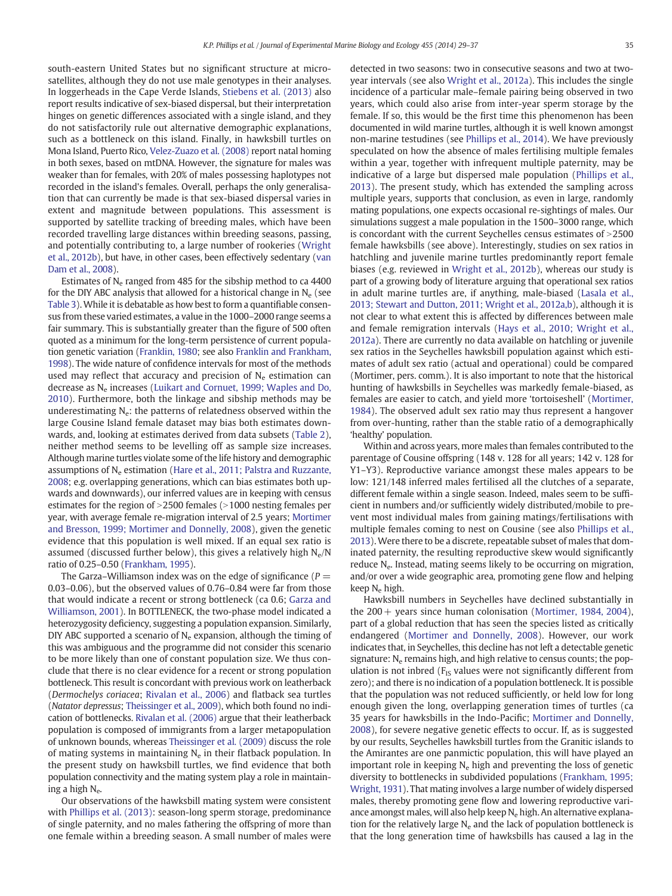south-eastern United States but no significant structure at microsatellites, although they do not use male genotypes in their analyses. In loggerheads in the Cape Verde Islands, Stiebens et al. (2013) also report results indicative of sex-biased dispersal, but their interpretation hinges on genetic differences associated with a single island, and they do not satisfactorily rule out alternative demographic explanations, such as a bottleneck on this island. Finally, in hawksbill turtles on Mona Island, Puerto Rico, Velez-Zuazo et al. (2008) report natal homing in both sexes, based on mtDNA. However, the signature for males was weaker than for females, with 20% of males possessing haplotypes not recorded in the island's females. Overall, perhaps the only generalisation that can currently be made is that sex-biased dispersal varies in extent and magnitude between populations. This assessment is supported by satellite tracking of breeding males, which have been recorded travelling large distances within breeding seasons, passing, and potentially contributing to, a large number of rookeries (Wright et al., 2012b), but have, in other cases, been effectively sedentary (van Dam et al., 2008).

Estimates of $N_e$ ranged from 485 for the sibship method to ca 4400 for the DIY ABC analysis that allowed for a historical change in $N_e$ (see Table 3). While it is debatable as how best to form a quantifiable consensus from these varied estimates, a value in the 1000–2000 range seems a fair summary. This is substantially greater than the figure of 500 often quoted as a minimum for the long-term persistence of current population genetic variation (Franklin, 1980; see also Franklin and Frankham, 1998). The wide nature of confidence intervals for most of the methods used may reflect that accuracy and precision of $N_e$ estimation can decrease as $N_e$ increases (Luikart and Cornuet, 1999; Waples and Do, 2010). Furthermore, both the linkage and sibship methods may be underestimating $N_e$: the patterns of relatedness observed within the large Cousine Island female dataset may bias both estimates downwards, and, looking at estimates derived from data subsets (Table 2), neither method seems to be levelling off as sample size increases. Although marine turtles violate some of the life history and demographic assumptions of $N_e$ estimation (Hare et al., 2011; Palstra and Ruzzante, 2008; e.g. overlapping generations, which can bias estimates both upwards and downwards), our inferred values are in keeping with census estimates for the region of >2500 females (>1000 nesting females per year, with average female re-migration interval of 2.5 years; Mortimer and Bresson, 1999; Mortimer and Donnelly, 2008), given the genetic evidence that this population is well mixed. If an equal sex ratio is assumed (discussed further below), this gives a relatively high $N_e/N$ ratio of 0.25–0.50 (Frankham, 1995).

The Garza–Williamson index was on the edge of significance ($P = 0.03$–$0.06$), but the observed values of 0.76–0.84 were far from those that would indicate a recent or strong bottleneck (ca 0.6; Garza and Williamson, 2001). In BOTTLENECK, the two-phase model indicated a heterozygosity deficiency, suggesting a population expansion. Similarly, DIY ABC supported a scenario of $N_e$ expansion, although the timing of this was ambiguous and the programme did not consider this scenario to be more likely than one of constant population size. We thus conclude that there is no clear evidence for a recent or strong population bottleneck. This result is concordant with previous work on leatherback (*Dermochelys coriacea*; Rivalan et al., 2006) and flatback sea turtles (*Natator depressus*; Theissinger et al., 2009), which both found no indication of bottlenecks. Rivalan et al. (2006) argue that their leatherback population is composed of immigrants from a larger metapopulation of unknown bounds, whereas Theissinger et al. (2009) discuss the role of mating systems in maintaining $N_e$ in their flatback population. In the present study on hawksbill turtles, we find evidence that both population connectivity and the mating system play a role in maintaining a high $N_e$.

Our observations of the hawksbill mating system were consistent with Phillips et al. (2013): season-long sperm storage, predominance of single paternity, and no males fathering the offspring of more than one female within a breeding season. A small number of males were detected in two seasons: two in consecutive seasons and two at two-year intervals (see also Wright et al., 2012a). This includes the single incidence of a particular male–female pairing being observed in two years, which could also arise from inter-year sperm storage by the female. If so, this would be the first time this phenomenon has been documented in wild marine turtles, although it is well known amongst non-marine testudines (see Phillips et al., 2014). We have previously speculated on how the absence of males fertilising multiple females within a year, together with infrequent multiple paternity, may be indicative of a large but dispersed male population (Phillips et al., 2013). The present study, which has extended the sampling across multiple years, supports that conclusion, as even in large, randomly mating populations, one expects occasional re-sightings of males. Our simulations suggest a male population in the 1500–3000 range, which is concordant with the current Seychelles census estimates of >2500 female hawksbills (see above). Interestingly, studies on sex ratios in hatchling and juvenile marine turtles predominantly report female biases (e.g. reviewed in Wright et al., 2012b), whereas our study is part of a growing body of literature arguing that operational sex ratios in adult marine turtles are, if anything, male-biased (Lasala et al., 2013; Stewart and Dutton, 2011; Wright et al., 2012a,b), although it is not clear to what extent this is affected by differences between male and female remigration intervals (Hays et al., 2010; Wright et al., 2012a). There are currently no data available on hatchling or juvenile sex ratios in the Seychelles hawksbill population against which estimates of adult sex ratio (actual and operational) could be compared (Mortimer, pers. comm.). It is also important to note that the historical hunting of hawksbills in Seychelles was markedly female-biased, as females are easier to catch, and yield more 'tortoiseshell' (Mortimer, 1984). The observed adult sex ratio may thus represent a hangover from over-hunting, rather than the stable ratio of a demographically 'healthy' population.

Within and across years, more males than females contributed to the parentage of Cousine offspring (148 v. 128 for all years; 142 v. 128 for Y1–Y3). Reproductive variance amongst these males appears to be low: 121/148 inferred males fertilised all the clutches of a separate, different female within a single season. Indeed, males seem to be sufficient in numbers and/or sufficiently widely distributed/mobile to prevent most individual males from gaining matings/fertilisations with multiple females coming to nest on Cousine (see also Phillips et al., 2013). Were there to be a discrete, repeatable subset of males that dominated paternity, the resulting reproductive skew would significantly reduce $N_e$. Instead, mating seems likely to be occurring on migration, and/or over a wide geographic area, promoting gene flow and helping keep $N_e$ high.

Hawksbill numbers in Seychelles have declined substantially in the 200+ years since human colonisation (Mortimer, 1984, 2004), part of a global reduction that has seen the species listed as critically endangered (Mortimer and Donnelly, 2008). However, our work indicates that, in Seychelles, this decline has not left a detectable genetic signature: $N_e$ remains high, and high relative to census counts; the population is not inbred ($F_{IS}$ values were not significantly different from zero); and there is no indication of a population bottleneck. It is possible that the population was not reduced sufficiently, or held low for long enough given the long, overlapping generation times of turtles (ca 35 years for hawksbills in the Indo-Pacific; Mortimer and Donnelly, 2008), for severe negative genetic effects to occur. If, as is suggested by our results, Seychelles hawksbill turtles from the Granitic islands to the Amirantes are one panmictic population, this will have played an important role in keeping $N_e$ high and preventing the loss of genetic diversity to bottlenecks in subdivided populations (Frankham, 1995; Wright, 1931). That mating involves a large number of widely dispersed males, thereby promoting gene flow and lowering reproductive variance amongst males, will also help keep $N_e$ high. An alternative explanation for the relatively large $N_e$ and the lack of population bottleneck is that the long generation time of hawksbills has caused a lag in the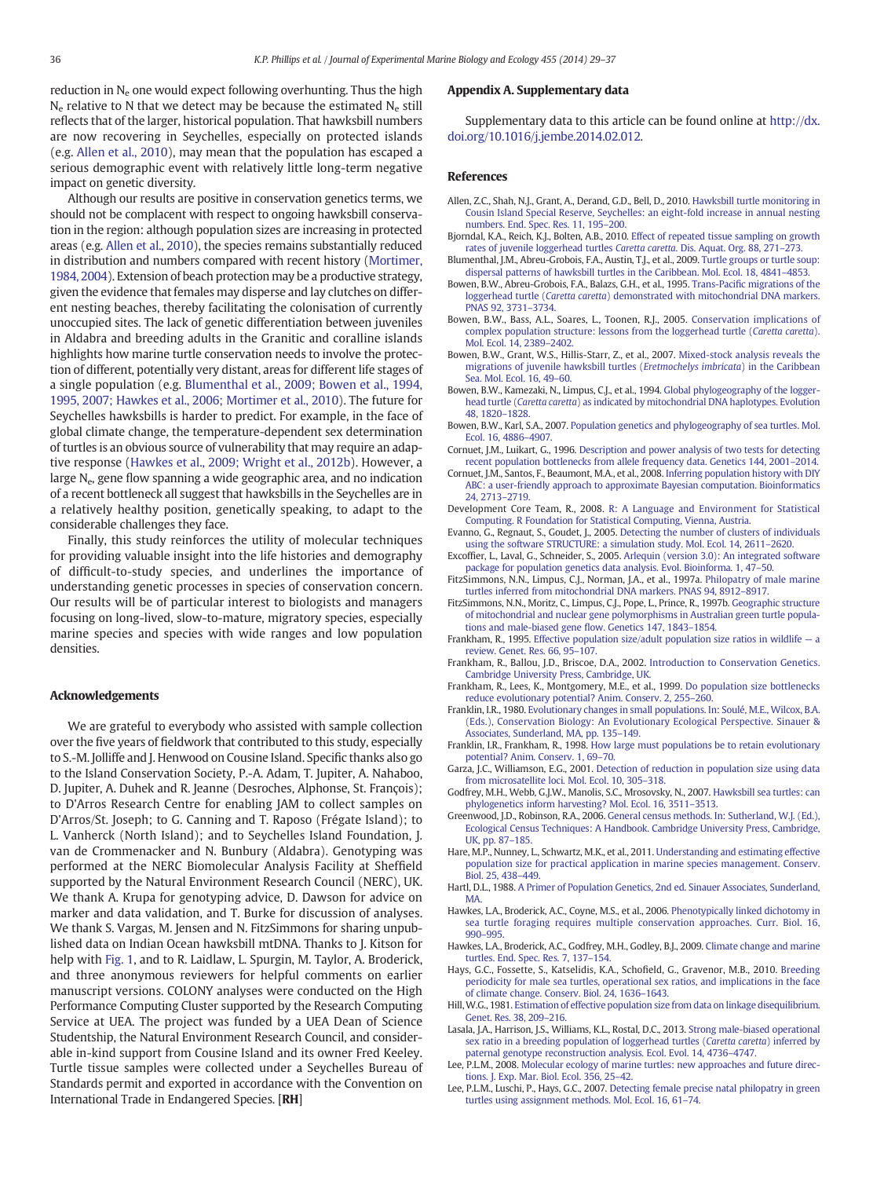reduction in $N_e$ one would expect following overhunting. Thus the high $N_e$ relative to N that we detect may be because the estimated $N_e$ still reflects that of the larger, historical population. That hawksbill numbers are now recovering in Seychelles, especially on protected islands (e.g. Allen et al., 2010), may mean that the population has escaped a serious demographic event with relatively little long-term negative impact on genetic diversity.

Although our results are positive in conservation genetics terms, we should not be complacent with respect to ongoing hawksbill conservation in the region: although population sizes are increasing in protected areas (e.g. Allen et al., 2010), the species remains substantially reduced in distribution and numbers compared with recent history (Mortimer, 1984, 2004). Extension of beach protection may be a productive strategy, given the evidence that females may disperse and lay clutches on different nesting beaches, thereby facilitating the colonisation of currently unoccupied sites. The lack of genetic differentiation between juveniles in Aldabra and breeding adults in the Granitic and coralline islands highlights how marine turtle conservation needs to involve the protection of different, potentially very distant, areas for different life stages of a single population (e.g. Blumenthal et al., 2009; Bowen et al., 1994, 1995, 2007; Hawkes et al., 2006; Mortimer et al., 2010). The future for Seychelles hawksbills is harder to predict. For example, in the face of global climate change, the temperature-dependent sex determination of turtles is an obvious source of vulnerability that may require an adaptive response (Hawkes et al., 2009; Wright et al., 2012b). However, a large $N_e$, gene flow spanning a wide geographic area, and no indication of a recent bottleneck all suggest that hawksbills in the Seychelles are in a relatively healthy position, genetically speaking, to adapt to the considerable challenges they face.

Finally, this study reinforces the utility of molecular techniques for providing valuable insight into the life histories and demography of difficult-to-study species, and underlines the importance of understanding genetic processes in species of conservation concern. Our results will be of particular interest to biologists and managers focusing on long-lived, slow-to-mature, migratory species, especially marine species and species with wide ranges and low population densities.

## Acknowledgements

We are grateful to everybody who assisted with sample collection over the five years of fieldwork that contributed to this study, especially to S.-M. Jolliffe and J. Henwood on Cousine Island. Specific thanks also go to the Island Conservation Society, P.-A. Adam, T. Jupiter, A. Nahaboo, D. Jupiter, A. Duhek and R. Jeanne (Desroches, Alphonse, St. François); to D'Arros Research Centre for enabling JAM to collect samples on D'Arros/St. Joseph; to G. Canning and T. Raposo (Frégate Island); to L. Vanherck (North Island); and to Seychelles Island Foundation, J. van de Crommenacker and N. Bunbury (Aldabra). Genotyping was performed at the NERC Biomolecular Analysis Facility at Sheffield supported by the Natural Environment Research Council (NERC), UK. We thank A. Krupa for genotyping advice, D. Dawson for advice on marker and data validation, and T. Burke for discussion of analyses. We thank S. Vargas, M. Jensen and N. FitzSimmons for sharing unpublished data on Indian Ocean hawksbill mtDNA. Thanks to J. Kitson for help with Fig. 1, and to R. Laidlaw, L. Spurgin, M. Taylor, A. Broderick, and three anonymous reviewers for helpful comments on earlier manuscript versions. COLONY analyses were conducted on the High Performance Computing Cluster supported by the Research Computing Service at UEA. The project was funded by a UEA Dean of Science Studentship, the Natural Environment Research Council, and considerable in-kind support from Cousine Island and its owner Fred Keeley. Turtle tissue samples were collected under a Seychelles Bureau of Standards permit and exported in accordance with the Convention on International Trade in Endangered Species. [**RH**]

## Appendix A. Supplementary data

Supplementary data to this article can be found online at http://dx.doi.org/10.1016/j.jembe.2014.02.012.

## References

Allen, Z.C., Shah, N.J., Grant, A., Derand, G.D., Bell, D., 2010. Hawksbill turtle monitoring in Cousin Island Special Reserve, Seychelles: an eight-fold increase in annual nesting numbers. End. Spec. Res. 11, 195–200.

Bjorndal, K.A., Reich, K.J., Bolten, A.B., 2010. Effect of repeated tissue sampling on growth rates of juvenile loggerhead turtles *Caretta caretta*. Dis. Aquat. Org. 88, 271–273.

Blumenthal, J.M., Abreu-Grobois, F.A., Austin, T.J., et al., 2009. Turtle groups or turtle soup: dispersal patterns of hawksbill turtles in the Caribbean. Mol. Ecol. 18, 4841–4853.

Bowen, B.W., Abreu-Grobois, F.A., Balazs, G.H., et al., 1995. Trans-Pacific migrations of the loggerhead turtle (*Caretta caretta*) demonstrated with mitochondrial DNA markers. PNAS 92, 3731–3734.

Bowen, B.W., Bass, A.L., Soares, L., Toonen, R.J., 2005. Conservation implications of complex population structure: lessons from the loggerhead turtle (*Caretta caretta*). Mol. Ecol. 14, 2389–2402.

Bowen, B.W., Grant, W.S., Hillis-Starr, Z., et al., 2007. Mixed-stock analysis reveals the migrations of juvenile hawksbill turtles (*Eretmochelys imbricata*) in the Caribbean Sea. Mol. Ecol. 16, 49–60.

Bowen, B.W., Kamezaki, N., Limpus, C.J., et al., 1994. Global phylogeography of the loggerhead turtle (*Caretta caretta*) as indicated by mitochondrial DNA haplotypes. Evolution 48, 1820–1828.

Bowen, B.W., Karl, S.A., 2007. Population genetics and phylogeography of sea turtles. Mol. Ecol. 16, 4886–4907.

Cornuet, J.M., Luikart, G., 1996. Description and power analysis of two tests for detecting recent population bottlenecks from allele frequency data. Genetics 144, 2001–2014.

Cornuet, J.M., Santos, F., Beaumont, M.A., et al., 2008. Inferring population history with DIY ABC: a user-friendly approach to approximate Bayesian computation. Bioinformatics 24, 2713–2719.

Development Core Team, R., 2008. R: A Language and Environment for Statistical Computing. R Foundation for Statistical Computing, Vienna, Austria.

Evanno, G., Regnaut, S., Goudet, J., 2005. Detecting the number of clusters of individuals using the software STRUCTURE: a simulation study. Mol. Ecol. 14, 2611–2620.

Excoffier, L., Laval, G., Schneider, S., 2005. Arlequin (version 3.0): An integrated software package for population genetics data analysis. Evol. Bioinforma. 1, 47–50.

FitzSimmons, N.N., Limpus, C.J., Norman, J.A., et al., 1997a. Philopatry of male marine turtles inferred from mitochondrial DNA markers. PNAS 94, 8912–8917.

FitzSimmons, N.N., Moritz, C., Limpus, C.J., Pope, L., Prince, R., 1997b. Geographic structure of mitochondrial and nuclear gene polymorphisms in Australian green turtle populations and male-biased gene flow. Genetics 147, 1843–1854.

Frankham, R., 1995. Effective population size/adult population size ratios in wildlife — a review. Genet. Res. 66, 95–107.

Frankham, R., Ballou, J.D., Briscoe, D.A., 2002. Introduction to Conservation Genetics. Cambridge University Press, Cambridge, UK.

Frankham, R., Lees, K., Montgomery, M.E., et al., 1999. Do population size bottlenecks reduce evolutionary potential? Anim. Conserv. 2, 255–260.

Franklin, I.R., 1980. Evolutionary changes in small populations. In: Soulé, M.E., Wilcox, B.A. (Eds.), Conservation Biology: An Evolutionary Ecological Perspective. Sinauer & Associates, Sunderland, MA, pp. 135–149.

Franklin, I.R., Frankham, R., 1998. How large must populations be to retain evolutionary potential? Anim. Conserv. 1, 69–70.

Garza, J.C., Williamson, E.G., 2001. Detection of reduction in population size using data from microsatellite loci. Mol. Ecol. 10, 305–318.

Godfrey, M.H., Webb, G.J.W., Manolis, S.C., Mrosovsky, N., 2007. Hawksbill sea turtles: can phylogenetics inform harvesting? Mol. Ecol. 16, 3511–3513.

Greenwood, J.D., Robinson, R.A., 2006. General census methods. In: Sutherland, W.J. (Ed.), Ecological Census Techniques: A Handbook. Cambridge University Press, Cambridge, UK, pp. 87–185.

Hare, M.P., Nunney, L., Schwartz, M.K., et al., 2011. Understanding and estimating effective population size for practical application in marine species management. Conserv. Biol. 25, 438–449.

Hartl, D.L., 1988. A Primer of Population Genetics, 2nd ed. Sinauer Associates, Sunderland, MA.

Hawkes, L.A., Broderick, A.C., Coyne, M.S., et al., 2006. Phenotypically linked dichotomy in sea turtle foraging requires multiple conservation approaches. Curr. Biol. 16, 990–995.

Hawkes, L.A., Broderick, A.C., Godfrey, M.H., Godley, B.J., 2009. Climate change and marine turtles. End. Spec. Res. 7, 137–154.

Hays, G.C., Fossette, S., Katselidis, K.A., Schofield, G., Gravenor, M.B., 2010. Breeding periodicity for male sea turtles, operational sex ratios, and implications in the face of climate change. Conserv. Biol. 24, 1636–1643.

Hill, W.G., 1981. Estimation of effective population size from data on linkage disequilibrium. Genet. Res. 38, 209–216.

Lasala, J.A., Harrison, J.S., Williams, K.L., Rostal, D.C., 2013. Strong male-biased operational sex ratio in a breeding population of loggerhead turtles (*Caretta caretta*) inferred by paternal genotype reconstruction analysis. Ecol. Evol. 14, 4736–4747.

Lee, P.L.M., 2008. Molecular ecology of marine turtles: new approaches and future directions. J. Exp. Mar. Biol. Ecol. 356, 25–42.

Lee, P.L.M., Luschi, P., Hays, G.C., 2007. Detecting female precise natal philopatry in green turtles using assignment methods. Mol. Ecol. 16, 61–74.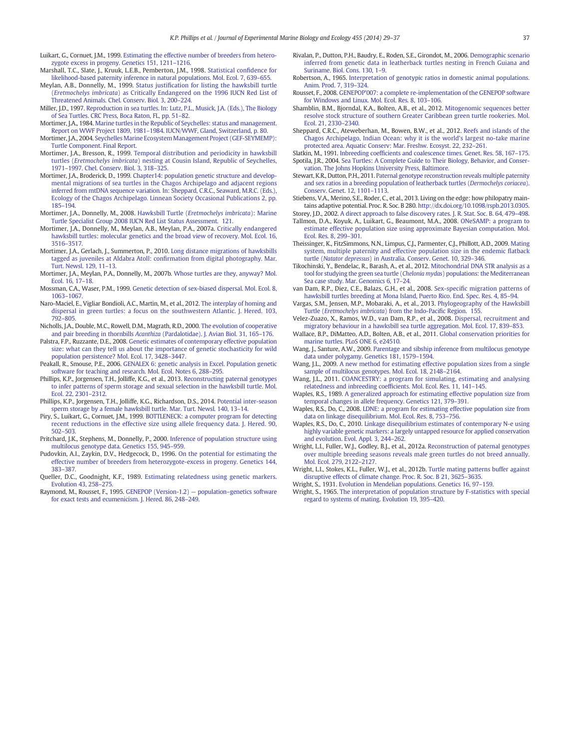Luikart, G., Cornuet, J.M., 1999. Estimating the effective number of breeders from heterozygote excess in progeny. Genetics 151, 1211–1216.

Marshall, T.C., Slate, J., Kruuk, L.E.B., Pemberton, J.M., 1998. Statistical confidence for likelihood-based paternity inference in natural populations. Mol. Ecol. 7, 639–655.

Meylan, A.B., Donnelly, M., 1999. Status justification for listing the hawksbill turtle (*Eretmochelys imbricata*) as Critically Endangered on the 1996 IUCN Red List of Threatened Animals. Chel. Conserv. Biol. 3, 200–224.

Miller, J.D., 1997. Reproduction in sea turtles. In: Lutz, P.L., Musick, J.A. (Eds.), The Biology of Sea Turtles. CRC Press, Boca Raton, FL, pp. 51–82.

Mortimer, J.A., 1984. Marine turtles in the Republic of Seychelles: status and management. Report on WWF Project 1809, 1981–1984. IUCN/WWF, Gland, Switzerland, p. 80.

Mortimer, J.A., 2004. Seychelles Marine Ecosystem Management Project (GEF-SEYMEMP): Turtle Component. Final Report.

Mortimer, J.A., Bresson, R., 1999. Temporal distribution and periodicity in hawksbill turtles (*Eretmochelys imbricata*) nesting at Cousin Island, Republic of Seychelles, 1971–1997. Chel. Conserv. Biol. 3, 318–325.

Mortimer, J.A., Broderick, D., 1999. Chapter14: population genetic structure and developmental migrations of sea turtles in the Chagos Archipelago and adjacent regions inferred from mtDNA sequence variation. In: Sheppard, C.R.C., Seaward, M.R.C. (Eds.), Ecology of the Chagos Archipelago. Linnean Society Occasional Publications 2, pp. 185–194.

Mortimer, J.A., Donnelly, M., 2008. Hawksbill Turtle (*Eretmochelys imbricata*): Marine Turtle Specialist Group 2008 IUCN Red List Status Assessment. 121.

Mortimer, J.A., Donnelly, M., Meylan, A.B., Meylan, P.A., 2007a. Critically endangered hawksbill turtles: molecular genetics and the broad view of recovery. Mol. Ecol. 16, 3516–3517.

Mortimer, J.A., Gerlach, J., Summerton, P., 2010. Long distance migrations of hawksbills tagged as juveniles at Aldabra Atoll: confirmation from digital photography. Mar. Turt. Newsl. 129, 11–13.

Mortimer, J.A., Meylan, P.A., Donnelly, M., 2007b. Whose turtles are they, anyway? Mol. Ecol. 16, 17–18.

Mossman, C.A., Waser, P.M., 1999. Genetic detection of sex-biased dispersal. Mol. Ecol. 8, 1063–1067.

Naro-Maciel, E., Vigliar Bondioli, A.C., Martin, M., et al., 2012. The interplay of homing and dispersal in green turtles: a focus on the southwestern Atlantic. J. Hered. 103, 792–805.

Nicholls, J.A., Double, M.C., Rowell, D.M., Magrath, R.D., 2000. The evolution of cooperative and pair breeding in thornbills *Acanthiza* (Pardalotidae). J. Avian Biol. 31, 165–176.

Palstra, F.P., Ruzzante, D.E., 2008. Genetic estimates of contemporary effective population size: what can they tell us about the importance of genetic stochasticity for wild population persistence? Mol. Ecol. 17, 3428–3447.

Peakall, R., Smouse, P.E., 2006. GENALEX 6: genetic analysis in Excel. Population genetic software for teaching and research. Mol. Ecol. Notes 6, 288–295.

Phillips, K.P., Jorgensen, T.H., Jolliffe, K.G., et al., 2013. Reconstructing paternal genotypes to infer patterns of sperm storage and sexual selection in the hawksbill turtle. Mol. Ecol. 22, 2301–2312.

Phillips, K.P., Jorgensen, T.H., Jolliffe, K.G., Richardson, D.S., 2014. Potential inter-season sperm storage by a female hawksbill turtle. Mar. Turt. Newsl. 140, 13–14.

Piry, S., Luikart, G., Cornuet, J.M., 1999. BOTTLENECK: a computer program for detecting recent reductions in the effective size using allele frequency data. J. Hered. 90, 502–503.

Pritchard, J.K., Stephens, M., Donnelly, P., 2000. Inference of population structure using multilocus genotype data. Genetics 155, 945–959.

Pudovkin, A.I., Zaykin, D.V., Hedgecock, D., 1996. On the potential for estimating the effective number of breeders from heterozygote-excess in progeny. Genetics 144, 383–387.

Queller, D.C., Goodnight, K.F., 1989. Estimating relatedness using genetic markers. Evolution 43, 258–275.

Raymond, M., Rousset, F., 1995. GENEPOP (Version-1.2) — population–genetics software for exact tests and ecumenicism. J. Hered. 86, 248–249.

Rivalan, P., Dutton, P.H., Baudry, E., Roden, S.E., Girondot, M., 2006. Demographic scenario inferred from genetic data in leatherback turtles nesting in French Guiana and Suriname. Biol. Cons. 130, 1–9.

Robertson, A., 1965. Interpretation of genotypic ratios in domestic animal populations. Anim. Prod. 7, 319–324.

Rousset, F., 2008. GENEPOP'007: a complete re-implementation of the GENEPOP software for Windows and Linux. Mol. Ecol. Res. 8, 103–106.

Shamblin, B.M., Bjorndal, K.A., Bolten, A.B., et al., 2012. Mitogenomic sequences better resolve stock structure of southern Greater Caribbean green turtle rookeries. Mol. Ecol. 21, 2330–2340.

Sheppard, C.R.C., Ateweberhan, M., Bowen, B.W., et al., 2012. Reefs and islands of the Chagos Archipelago, Indian Ocean: why it is the world's largest no-take marine protected area. Aquatic Conserv: Mar. Freshw. Ecosyst. 22, 232–261.

Slatkin, M., 1991. Inbreeding coefficients and coalescence times. Genet. Res. 58, 167–175.

Spotila, J.R., 2004. Sea Turtles: A Complete Guide to Their Biology, Behavior, and Conservation. The Johns Hopkins University Press, Baltimore.

Stewart, K.R., Dutton, P.H., 2011. Paternal genotype reconstruction reveals multiple paternity and sex ratios in a breeding population of leatherback turtles (*Dermochelys coriacea*). Conserv. Genet. 12, 1101–1113.

Stiebens, V.A., Merino, S.E., Roder, C., et al., 2013. Living on the edge: how philopatry maintains adaptive potential. Proc. R. Soc. B 280. http://dx.doi.org/10.1098/rspb.2013.0305.

Storey, J.D., 2002. A direct approach to false discovery rates. J. R. Stat. Soc. B. 64, 479–498.

Tallmon, D.A., Koyuk, A., Luikart, G., Beaumont, M.A., 2008. ONeSAMP: a program to estimate effective population size using approximate Bayesian computation. Mol. Ecol. Res. 8, 299–301.

Theissinger, K., FitzSimmons, N.N., Limpus, C.J., Parmenter, C.J., Phillott, A.D., 2009. Mating system, multiple paternity and effective population size in the endemic flatback turtle (*Natator depressus*) in Australia. Conserv. Genet. 10, 329–346.

Tikochinski, Y., Bendelac, R., Barash, A., et al., 2012. Mitochondrial DNA STR analysis as a tool for studying the green sea turtle (*Chelonia mydas*) populations: the Mediterranean Sea case study. Mar. Genomics 6, 17–24.

van Dam, R.P., Diez, C.E., Balazs, G.H., et al., 2008. Sex-specific migration patterns of hawksbill turtles breeding at Mona Island, Puerto Rico. End. Spec. Res. 4, 85–94.

Vargas, S.M., Jensen, M.P., Mobaraki, A., et al., 2013. Phylogeography of the Hawksbill Turtle (*Eretmochelys imbricata*) from the Indo-Pacific Region. 155.

Velez-Zuazo, X., Ramos, W.D., van Dam, R.P., et al., 2008. Dispersal, recruitment and migratory behaviour in a hawksbill sea turtle aggregation. Mol. Ecol. 17, 839–853.

Wallace, B.P., DiMatteo, A.D., Bolten, A.B., et al., 2011. Global conservation priorities for marine turtles. PLoS ONE 6, e24510.

Wang, J., Santure, A.W., 2009. Parentage and sibship inference from multilocus genotype data under polygamy. Genetics 181, 1579–1594.

Wang, J.L., 2009. A new method for estimating effective population sizes from a single sample of multilocus genotypes. Mol. Ecol. 18, 2148–2164.

Wang, J.L., 2011. COANCESTRY: a program for simulating, estimating and analysing relatedness and inbreeding coefficients. Mol. Ecol. Res. 11, 141–145.

Waples, R.S., 1989. A generalized approach for estimating effective population size from temporal changes in allele frequency. Genetics 121, 379–391.

Waples, R.S., Do, C., 2008. LDNE: a program for estimating effective population size from data on linkage disequilibrium. Mol. Ecol. Res. 8, 753–756.

Waples, R.S., Do, C., 2010. Linkage disequilibrium estimates of contemporary N-e using highly variable genetic markers: a largely untapped resource for applied conservation and evolution. Evol. Appl. 3, 244–262.

Wright, L.I., Fuller, W.J., Godley, B.J., et al., 2012a. Reconstruction of paternal genotypes over multiple breeding seasons reveals male green turtles do not breed annually. Mol. Ecol. 279, 2122–2127.

Wright, L.I., Stokes, K.L., Fuller, W.J., et al., 2012b. Turtle mating patterns buffer against disruptive effects of climate change. Proc. R. Soc. B 21, 3625–3635.

Wright, S., 1931. Evolution in Mendelian populations. Genetics 16, 97–159.

Wright, S., 1965. The interpretation of population structure by F-statistics with special regard to systems of mating. Evolution 19, 395–420.